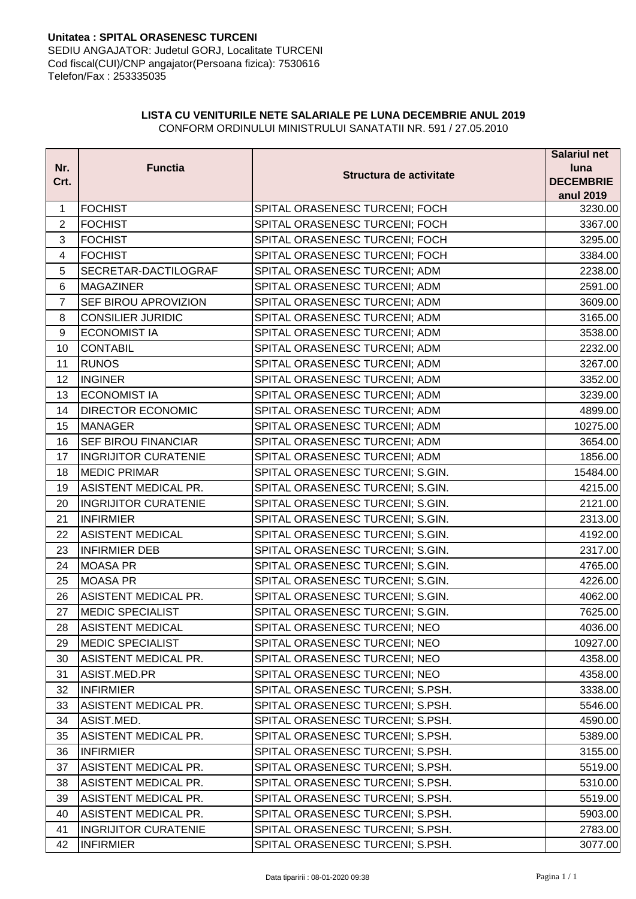**Unitatea : SPITAL ORASENESC TURCENI**
SEDIU ANGAJATOR: Judetul GORJ, Localitate TURCENI
Cod fiscal(CUI)/CNP angajator(Persoana fizica): 7530616
Telefon/Fax : 253335035

**LISTA CU VENITURILE NETE SALARIALE PE LUNA DECEMBRIE ANUL 2019**
CONFORM ORDINULUI MINISTRULUI SANATATII NR. 591 / 27.05.2010

| Nr. Crt. | Functia | Structura de activitate | Salariul net luna DECEMBRIE anul 2019 |
|---|---|---|---|
| 1 | FOCHIST | SPITAL ORASENESC TURCENI; FOCH | 3230.00 |
| 2 | FOCHIST | SPITAL ORASENESC TURCENI; FOCH | 3367.00 |
| 3 | FOCHIST | SPITAL ORASENESC TURCENI; FOCH | 3295.00 |
| 4 | FOCHIST | SPITAL ORASENESC TURCENI; FOCH | 3384.00 |
| 5 | SECRETAR-DACTILOGRAF | SPITAL ORASENESC TURCENI; ADM | 2238.00 |
| 6 | MAGAZINER | SPITAL ORASENESC TURCENI; ADM | 2591.00 |
| 7 | SEF BIROU APROVIZION | SPITAL ORASENESC TURCENI; ADM | 3609.00 |
| 8 | CONSILIER JURIDIC | SPITAL ORASENESC TURCENI; ADM | 3165.00 |
| 9 | ECONOMIST IA | SPITAL ORASENESC TURCENI; ADM | 3538.00 |
| 10 | CONTABIL | SPITAL ORASENESC TURCENI; ADM | 2232.00 |
| 11 | RUNOS | SPITAL ORASENESC TURCENI; ADM | 3267.00 |
| 12 | INGINER | SPITAL ORASENESC TURCENI; ADM | 3352.00 |
| 13 | ECONOMIST IA | SPITAL ORASENESC TURCENI; ADM | 3239.00 |
| 14 | DIRECTOR ECONOMIC | SPITAL ORASENESC TURCENI; ADM | 4899.00 |
| 15 | MANAGER | SPITAL ORASENESC TURCENI; ADM | 10275.00 |
| 16 | SEF BIROU FINANCIAR | SPITAL ORASENESC TURCENI; ADM | 3654.00 |
| 17 | INGRIJITOR CURATENIE | SPITAL ORASENESC TURCENI; ADM | 1856.00 |
| 18 | MEDIC PRIMAR | SPITAL ORASENESC TURCENI; S.GIN. | 15484.00 |
| 19 | ASISTENT MEDICAL PR. | SPITAL ORASENESC TURCENI; S.GIN. | 4215.00 |
| 20 | INGRIJITOR CURATENIE | SPITAL ORASENESC TURCENI; S.GIN. | 2121.00 |
| 21 | INFIRMIER | SPITAL ORASENESC TURCENI; S.GIN. | 2313.00 |
| 22 | ASISTENT MEDICAL | SPITAL ORASENESC TURCENI; S.GIN. | 4192.00 |
| 23 | INFIRMIER DEB | SPITAL ORASENESC TURCENI; S.GIN. | 2317.00 |
| 24 | MOASA PR | SPITAL ORASENESC TURCENI; S.GIN. | 4765.00 |
| 25 | MOASA PR | SPITAL ORASENESC TURCENI; S.GIN. | 4226.00 |
| 26 | ASISTENT MEDICAL PR. | SPITAL ORASENESC TURCENI; S.GIN. | 4062.00 |
| 27 | MEDIC SPECIALIST | SPITAL ORASENESC TURCENI; S.GIN. | 7625.00 |
| 28 | ASISTENT MEDICAL | SPITAL ORASENESC TURCENI; NEO | 4036.00 |
| 29 | MEDIC SPECIALIST | SPITAL ORASENESC TURCENI; NEO | 10927.00 |
| 30 | ASISTENT MEDICAL PR. | SPITAL ORASENESC TURCENI; NEO | 4358.00 |
| 31 | ASIST.MED.PR | SPITAL ORASENESC TURCENI; NEO | 4358.00 |
| 32 | INFIRMIER | SPITAL ORASENESC TURCENI; S.PSH. | 3338.00 |
| 33 | ASISTENT MEDICAL PR. | SPITAL ORASENESC TURCENI; S.PSH. | 5546.00 |
| 34 | ASIST.MED. | SPITAL ORASENESC TURCENI; S.PSH. | 4590.00 |
| 35 | ASISTENT MEDICAL PR. | SPITAL ORASENESC TURCENI; S.PSH. | 5389.00 |
| 36 | INFIRMIER | SPITAL ORASENESC TURCENI; S.PSH. | 3155.00 |
| 37 | ASISTENT MEDICAL PR. | SPITAL ORASENESC TURCENI; S.PSH. | 5519.00 |
| 38 | ASISTENT MEDICAL PR. | SPITAL ORASENESC TURCENI; S.PSH. | 5310.00 |
| 39 | ASISTENT MEDICAL PR. | SPITAL ORASENESC TURCENI; S.PSH. | 5519.00 |
| 40 | ASISTENT MEDICAL PR. | SPITAL ORASENESC TURCENI; S.PSH. | 5903.00 |
| 41 | INGRIJITOR CURATENIE | SPITAL ORASENESC TURCENI; S.PSH. | 2783.00 |
| 42 | INFIRMIER | SPITAL ORASENESC TURCENI; S.PSH. | 3077.00 |

Data tiparirii : 08-01-2020 09:38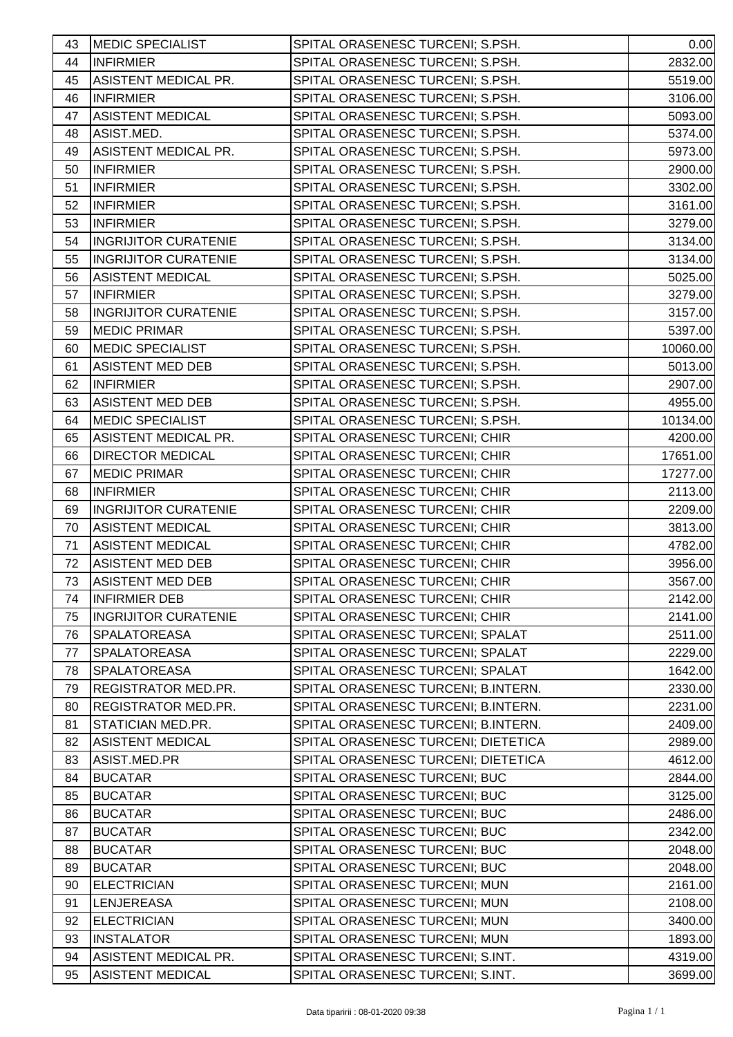| 43 | MEDIC SPECIALIST | SPITAL ORASENESC TURCENI; S.PSH. | 0.00 |
|---|---|---|---|
| 44 | INFIRMIER | SPITAL ORASENESC TURCENI; S.PSH. | 2832.00 |
| 45 | ASISTENT MEDICAL PR. | SPITAL ORASENESC TURCENI; S.PSH. | 5519.00 |
| 46 | INFIRMIER | SPITAL ORASENESC TURCENI; S.PSH. | 3106.00 |
| 47 | ASISTENT MEDICAL | SPITAL ORASENESC TURCENI; S.PSH. | 5093.00 |
| 48 | ASIST.MED. | SPITAL ORASENESC TURCENI; S.PSH. | 5374.00 |
| 49 | ASISTENT MEDICAL PR. | SPITAL ORASENESC TURCENI; S.PSH. | 5973.00 |
| 50 | INFIRMIER | SPITAL ORASENESC TURCENI; S.PSH. | 2900.00 |
| 51 | INFIRMIER | SPITAL ORASENESC TURCENI; S.PSH. | 3302.00 |
| 52 | INFIRMIER | SPITAL ORASENESC TURCENI; S.PSH. | 3161.00 |
| 53 | INFIRMIER | SPITAL ORASENESC TURCENI; S.PSH. | 3279.00 |
| 54 | INGRIJITOR CURATENIE | SPITAL ORASENESC TURCENI; S.PSH. | 3134.00 |
| 55 | INGRIJITOR CURATENIE | SPITAL ORASENESC TURCENI; S.PSH. | 3134.00 |
| 56 | ASISTENT MEDICAL | SPITAL ORASENESC TURCENI; S.PSH. | 5025.00 |
| 57 | INFIRMIER | SPITAL ORASENESC TURCENI; S.PSH. | 3279.00 |
| 58 | INGRIJITOR CURATENIE | SPITAL ORASENESC TURCENI; S.PSH. | 3157.00 |
| 59 | MEDIC PRIMAR | SPITAL ORASENESC TURCENI; S.PSH. | 5397.00 |
| 60 | MEDIC SPECIALIST | SPITAL ORASENESC TURCENI; S.PSH. | 10060.00 |
| 61 | ASISTENT MED DEB | SPITAL ORASENESC TURCENI; S.PSH. | 5013.00 |
| 62 | INFIRMIER | SPITAL ORASENESC TURCENI; S.PSH. | 2907.00 |
| 63 | ASISTENT MED DEB | SPITAL ORASENESC TURCENI; S.PSH. | 4955.00 |
| 64 | MEDIC SPECIALIST | SPITAL ORASENESC TURCENI; S.PSH. | 10134.00 |
| 65 | ASISTENT MEDICAL PR. | SPITAL ORASENESC TURCENI; CHIR | 4200.00 |
| 66 | DIRECTOR MEDICAL | SPITAL ORASENESC TURCENI; CHIR | 17651.00 |
| 67 | MEDIC PRIMAR | SPITAL ORASENESC TURCENI; CHIR | 17277.00 |
| 68 | INFIRMIER | SPITAL ORASENESC TURCENI; CHIR | 2113.00 |
| 69 | INGRIJITOR CURATENIE | SPITAL ORASENESC TURCENI; CHIR | 2209.00 |
| 70 | ASISTENT MEDICAL | SPITAL ORASENESC TURCENI; CHIR | 3813.00 |
| 71 | ASISTENT MEDICAL | SPITAL ORASENESC TURCENI; CHIR | 4782.00 |
| 72 | ASISTENT MED DEB | SPITAL ORASENESC TURCENI; CHIR | 3956.00 |
| 73 | ASISTENT MED DEB | SPITAL ORASENESC TURCENI; CHIR | 3567.00 |
| 74 | INFIRMIER DEB | SPITAL ORASENESC TURCENI; CHIR | 2142.00 |
| 75 | INGRIJITOR CURATENIE | SPITAL ORASENESC TURCENI; CHIR | 2141.00 |
| 76 | SPALATOREASA | SPITAL ORASENESC TURCENI; SPALAT | 2511.00 |
| 77 | SPALATOREASA | SPITAL ORASENESC TURCENI; SPALAT | 2229.00 |
| 78 | SPALATOREASA | SPITAL ORASENESC TURCENI; SPALAT | 1642.00 |
| 79 | REGISTRATOR MED.PR. | SPITAL ORASENESC TURCENI; B.INTERN. | 2330.00 |
| 80 | REGISTRATOR MED.PR. | SPITAL ORASENESC TURCENI; B.INTERN. | 2231.00 |
| 81 | STATICIAN MED.PR. | SPITAL ORASENESC TURCENI; B.INTERN. | 2409.00 |
| 82 | ASISTENT MEDICAL | SPITAL ORASENESC TURCENI; DIETETICA | 2989.00 |
| 83 | ASIST.MED.PR | SPITAL ORASENESC TURCENI; DIETETICA | 4612.00 |
| 84 | BUCATAR | SPITAL ORASENESC TURCENI; BUC | 2844.00 |
| 85 | BUCATAR | SPITAL ORASENESC TURCENI; BUC | 3125.00 |
| 86 | BUCATAR | SPITAL ORASENESC TURCENI; BUC | 2486.00 |
| 87 | BUCATAR | SPITAL ORASENESC TURCENI; BUC | 2342.00 |
| 88 | BUCATAR | SPITAL ORASENESC TURCENI; BUC | 2048.00 |
| 89 | BUCATAR | SPITAL ORASENESC TURCENI; BUC | 2048.00 |
| 90 | ELECTRICIAN | SPITAL ORASENESC TURCENI; MUN | 2161.00 |
| 91 | LENJEREASA | SPITAL ORASENESC TURCENI; MUN | 2108.00 |
| 92 | ELECTRICIAN | SPITAL ORASENESC TURCENI; MUN | 3400.00 |
| 93 | INSTALATOR | SPITAL ORASENESC TURCENI; MUN | 1893.00 |
| 94 | ASISTENT MEDICAL PR. | SPITAL ORASENESC TURCENI; S.INT. | 4319.00 |
| 95 | ASISTENT MEDICAL | SPITAL ORASENESC TURCENI; S.INT. | 3699.00 |

Data tiparirii : 08-01-2020 09:38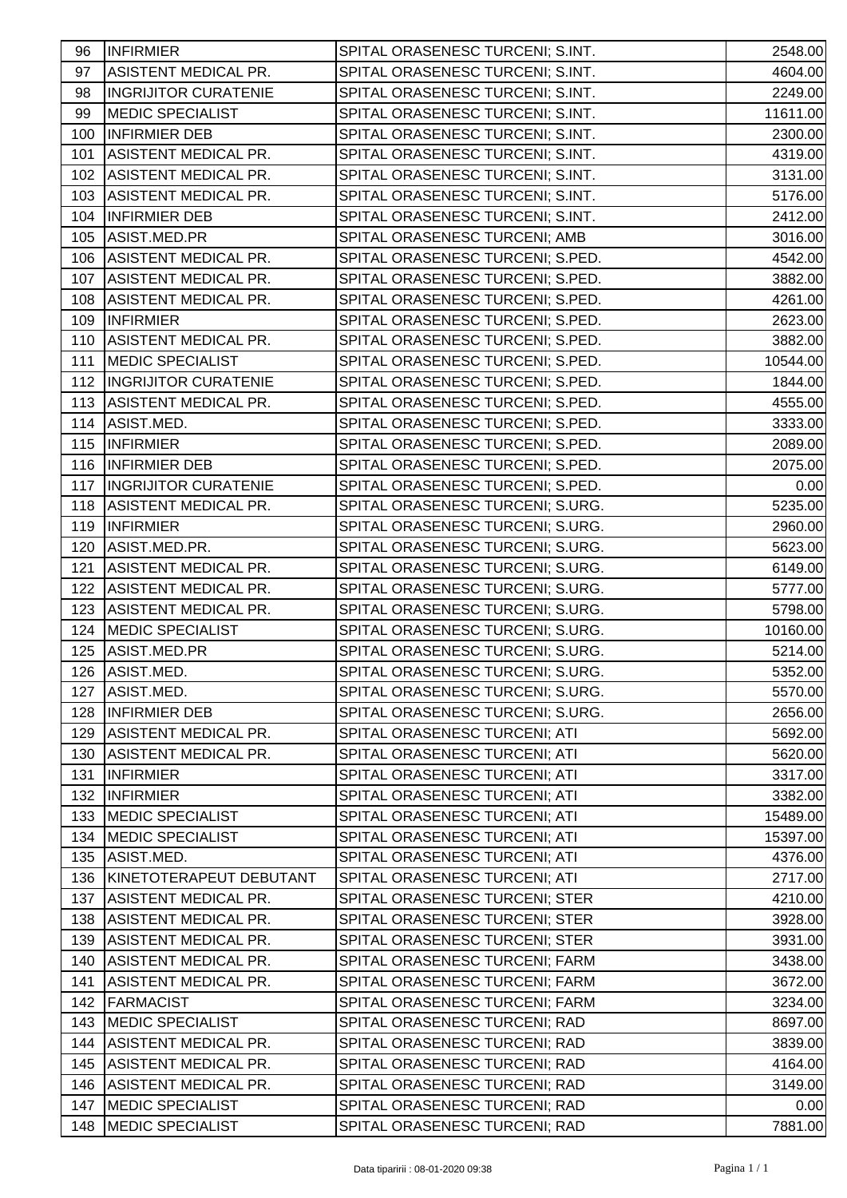| 96 | INFIRMIER | SPITAL ORASENESC TURCENI; S.INT. | 2548.00 |
|---|---|---|---|
| 97 | ASISTENT MEDICAL PR. | SPITAL ORASENESC TURCENI; S.INT. | 4604.00 |
| 98 | INGRIJITOR CURATENIE | SPITAL ORASENESC TURCENI; S.INT. | 2249.00 |
| 99 | MEDIC SPECIALIST | SPITAL ORASENESC TURCENI; S.INT. | 11611.00 |
| 100 | INFIRMIER DEB | SPITAL ORASENESC TURCENI; S.INT. | 2300.00 |
| 101 | ASISTENT MEDICAL PR. | SPITAL ORASENESC TURCENI; S.INT. | 4319.00 |
| 102 | ASISTENT MEDICAL PR. | SPITAL ORASENESC TURCENI; S.INT. | 3131.00 |
| 103 | ASISTENT MEDICAL PR. | SPITAL ORASENESC TURCENI; S.INT. | 5176.00 |
| 104 | INFIRMIER DEB | SPITAL ORASENESC TURCENI; S.INT. | 2412.00 |
| 105 | ASIST.MED.PR | SPITAL ORASENESC TURCENI; AMB | 3016.00 |
| 106 | ASISTENT MEDICAL PR. | SPITAL ORASENESC TURCENI; S.PED. | 4542.00 |
| 107 | ASISTENT MEDICAL PR. | SPITAL ORASENESC TURCENI; S.PED. | 3882.00 |
| 108 | ASISTENT MEDICAL PR. | SPITAL ORASENESC TURCENI; S.PED. | 4261.00 |
| 109 | INFIRMIER | SPITAL ORASENESC TURCENI; S.PED. | 2623.00 |
| 110 | ASISTENT MEDICAL PR. | SPITAL ORASENESC TURCENI; S.PED. | 3882.00 |
| 111 | MEDIC SPECIALIST | SPITAL ORASENESC TURCENI; S.PED. | 10544.00 |
| 112 | INGRIJITOR CURATENIE | SPITAL ORASENESC TURCENI; S.PED. | 1844.00 |
| 113 | ASISTENT MEDICAL PR. | SPITAL ORASENESC TURCENI; S.PED. | 4555.00 |
| 114 | ASIST.MED. | SPITAL ORASENESC TURCENI; S.PED. | 3333.00 |
| 115 | INFIRMIER | SPITAL ORASENESC TURCENI; S.PED. | 2089.00 |
| 116 | INFIRMIER DEB | SPITAL ORASENESC TURCENI; S.PED. | 2075.00 |
| 117 | INGRIJITOR CURATENIE | SPITAL ORASENESC TURCENI; S.PED. | 0.00 |
| 118 | ASISTENT MEDICAL PR. | SPITAL ORASENESC TURCENI; S.URG. | 5235.00 |
| 119 | INFIRMIER | SPITAL ORASENESC TURCENI; S.URG. | 2960.00 |
| 120 | ASIST.MED.PR. | SPITAL ORASENESC TURCENI; S.URG. | 5623.00 |
| 121 | ASISTENT MEDICAL PR. | SPITAL ORASENESC TURCENI; S.URG. | 6149.00 |
| 122 | ASISTENT MEDICAL PR. | SPITAL ORASENESC TURCENI; S.URG. | 5777.00 |
| 123 | ASISTENT MEDICAL PR. | SPITAL ORASENESC TURCENI; S.URG. | 5798.00 |
| 124 | MEDIC SPECIALIST | SPITAL ORASENESC TURCENI; S.URG. | 10160.00 |
| 125 | ASIST.MED.PR | SPITAL ORASENESC TURCENI; S.URG. | 5214.00 |
| 126 | ASIST.MED. | SPITAL ORASENESC TURCENI; S.URG. | 5352.00 |
| 127 | ASIST.MED. | SPITAL ORASENESC TURCENI; S.URG. | 5570.00 |
| 128 | INFIRMIER DEB | SPITAL ORASENESC TURCENI; S.URG. | 2656.00 |
| 129 | ASISTENT MEDICAL PR. | SPITAL ORASENESC TURCENI; ATI | 5692.00 |
| 130 | ASISTENT MEDICAL PR. | SPITAL ORASENESC TURCENI; ATI | 5620.00 |
| 131 | INFIRMIER | SPITAL ORASENESC TURCENI; ATI | 3317.00 |
| 132 | INFIRMIER | SPITAL ORASENESC TURCENI; ATI | 3382.00 |
| 133 | MEDIC SPECIALIST | SPITAL ORASENESC TURCENI; ATI | 15489.00 |
| 134 | MEDIC SPECIALIST | SPITAL ORASENESC TURCENI; ATI | 15397.00 |
| 135 | ASIST.MED. | SPITAL ORASENESC TURCENI; ATI | 4376.00 |
| 136 | KINETOTERAPEUT DEBUTANT | SPITAL ORASENESC TURCENI; ATI | 2717.00 |
| 137 | ASISTENT MEDICAL PR. | SPITAL ORASENESC TURCENI; STER | 4210.00 |
| 138 | ASISTENT MEDICAL PR. | SPITAL ORASENESC TURCENI; STER | 3928.00 |
| 139 | ASISTENT MEDICAL PR. | SPITAL ORASENESC TURCENI; STER | 3931.00 |
| 140 | ASISTENT MEDICAL PR. | SPITAL ORASENESC TURCENI; FARM | 3438.00 |
| 141 | ASISTENT MEDICAL PR. | SPITAL ORASENESC TURCENI; FARM | 3672.00 |
| 142 | FARMACIST | SPITAL ORASENESC TURCENI; FARM | 3234.00 |
| 143 | MEDIC SPECIALIST | SPITAL ORASENESC TURCENI; RAD | 8697.00 |
| 144 | ASISTENT MEDICAL PR. | SPITAL ORASENESC TURCENI; RAD | 3839.00 |
| 145 | ASISTENT MEDICAL PR. | SPITAL ORASENESC TURCENI; RAD | 4164.00 |
| 146 | ASISTENT MEDICAL PR. | SPITAL ORASENESC TURCENI; RAD | 3149.00 |
| 147 | MEDIC SPECIALIST | SPITAL ORASENESC TURCENI; RAD | 0.00 |
| 148 | MEDIC SPECIALIST | SPITAL ORASENESC TURCENI; RAD | 7881.00 |

Data tiparirii : 08-01-2020 09:38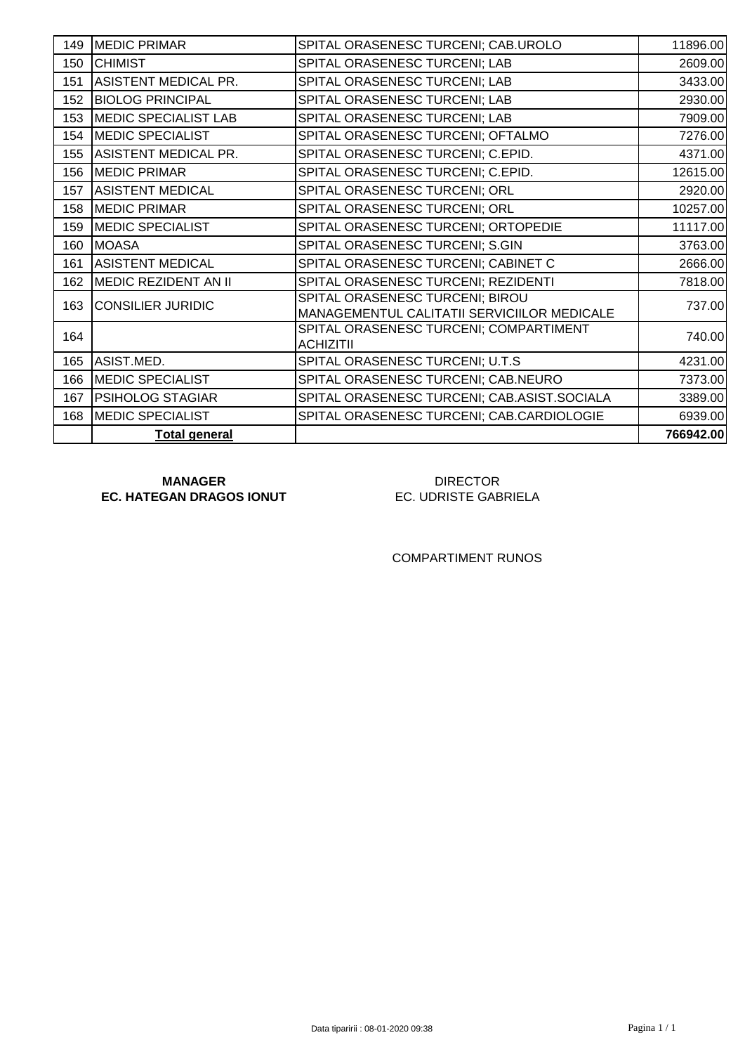| | | | |
|---|---|---|---|
| 149 | MEDIC PRIMAR | SPITAL ORASENESC TURCENI; CAB.UROLO | 11896.00 |
| 150 | CHIMIST | SPITAL ORASENESC TURCENI; LAB | 2609.00 |
| 151 | ASISTENT MEDICAL PR. | SPITAL ORASENESC TURCENI; LAB | 3433.00 |
| 152 | BIOLOG PRINCIPAL | SPITAL ORASENESC TURCENI; LAB | 2930.00 |
| 153 | MEDIC SPECIALIST LAB | SPITAL ORASENESC TURCENI; LAB | 7909.00 |
| 154 | MEDIC SPECIALIST | SPITAL ORASENESC TURCENI; OFTALMO | 7276.00 |
| 155 | ASISTENT MEDICAL PR. | SPITAL ORASENESC TURCENI; C.EPID. | 4371.00 |
| 156 | MEDIC PRIMAR | SPITAL ORASENESC TURCENI; C.EPID. | 12615.00 |
| 157 | ASISTENT MEDICAL | SPITAL ORASENESC TURCENI; ORL | 2920.00 |
| 158 | MEDIC PRIMAR | SPITAL ORASENESC TURCENI; ORL | 10257.00 |
| 159 | MEDIC SPECIALIST | SPITAL ORASENESC TURCENI; ORTOPEDIE | 11117.00 |
| 160 | MOASA | SPITAL ORASENESC TURCENI; S.GIN | 3763.00 |
| 161 | ASISTENT MEDICAL | SPITAL ORASENESC TURCENI; CABINET C | 2666.00 |
| 162 | MEDIC REZIDENT AN II | SPITAL ORASENESC TURCENI; REZIDENTI | 7818.00 |
| 163 | CONSILIER JURIDIC | SPITAL ORASENESC TURCENI; BIROU MANAGEMENTUL CALITATII SERVICIILOR MEDICALE | 737.00 |
| 164 | | SPITAL ORASENESC TURCENI; COMPARTIMENT ACHIZITII | 740.00 |
| 165 | ASIST.MED. | SPITAL ORASENESC TURCENI; U.T.S | 4231.00 |
| 166 | MEDIC SPECIALIST | SPITAL ORASENESC TURCENI; CAB.NEURO | 7373.00 |
| 167 | PSIHOLOG STAGIAR | SPITAL ORASENESC TURCENI; CAB.ASIST.SOCIALA | 3389.00 |
| 168 | MEDIC SPECIALIST | SPITAL ORASENESC TURCENI; CAB.CARDIOLOGIE | 6939.00 |
| | **Total general** | | **766942.00** |

**MANAGER**
**EC. HATEGAN DRAGOS IONUT**

DIRECTOR
EC. UDRISTE GABRIELA

COMPARTIMENT RUNOS

Data tiparirii : 08-01-2020 09:38